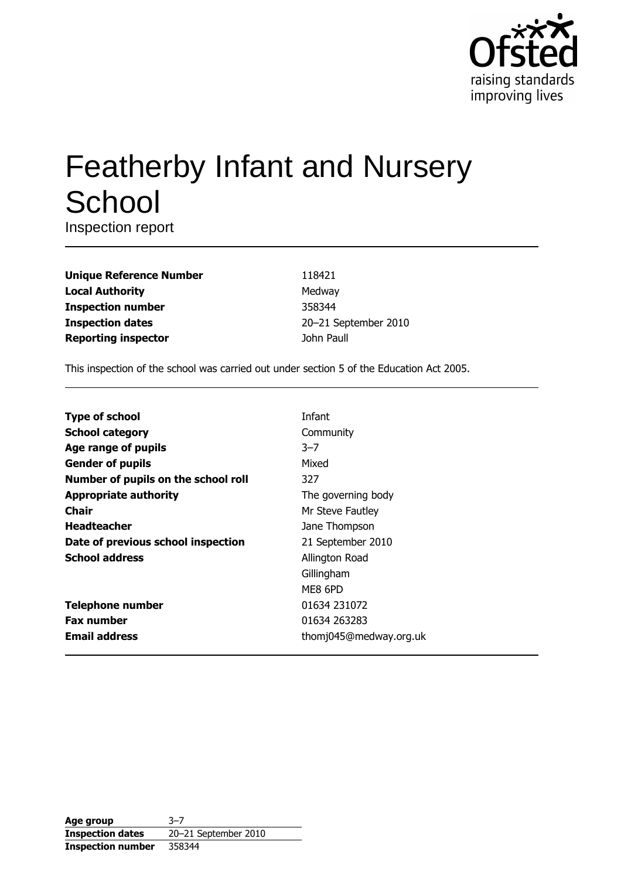# Featherby Infant and Nursery School

Inspection report

| | |
|---|---|
| **Unique Reference Number** | 118421 |
| **Local Authority** | Medway |
| **Inspection number** | 358344 |
| **Inspection dates** | 20–21 September 2010 |
| **Reporting inspector** | John Paull |

This inspection of the school was carried out under section 5 of the Education Act 2005.

| | |
|---|---|
| **Type of school** | Infant |
| **School category** | Community |
| **Age range of pupils** | 3–7 |
| **Gender of pupils** | Mixed |
| **Number of pupils on the school roll** | 327 |
| **Appropriate authority** | The governing body |
| **Chair** | Mr Steve Fautley |
| **Headteacher** | Jane Thompson |
| **Date of previous school inspection** | 21 September 2010 |
| **School address** | Allington Road<br>Gillingham<br>ME8 6PD |
| **Telephone number** | 01634 231072 |
| **Fax number** | 01634 263283 |
| **Email address** | thomj045@medway.org.uk |

| | |
|---|---|
| **Age group** | 3–7 |
| **Inspection dates** | 20–21 September 2010 |
| **Inspection number** | 358344 |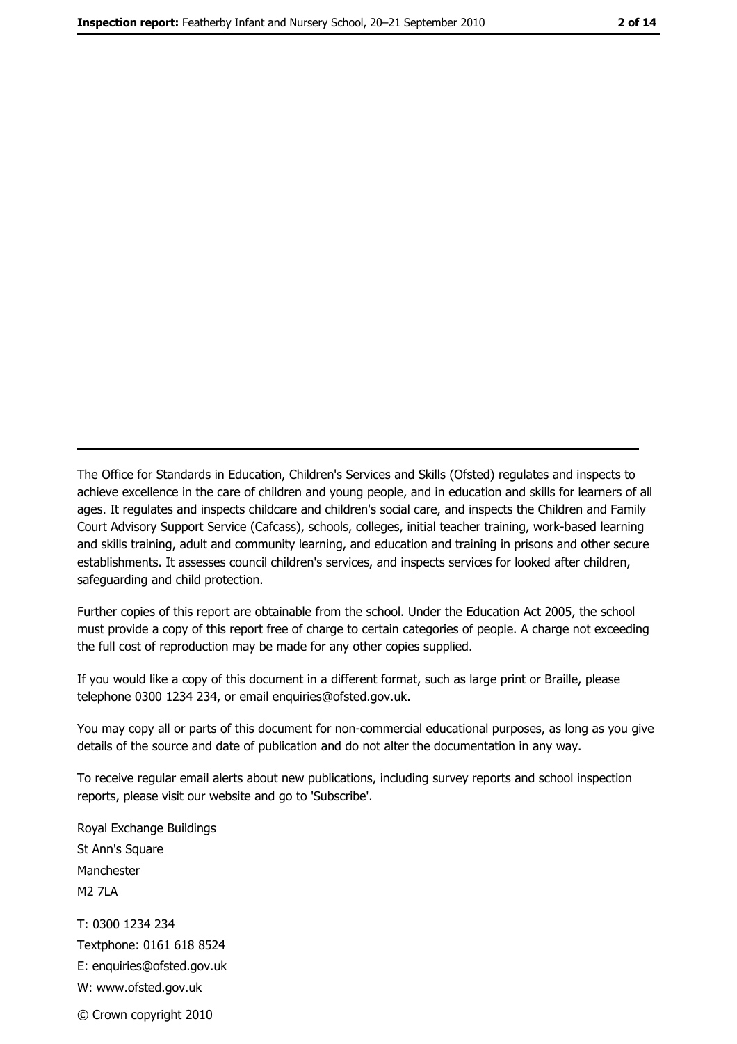The Office for Standards in Education, Children's Services and Skills (Ofsted) regulates and inspects to achieve excellence in the care of children and young people, and in education and skills for learners of all ages. It regulates and inspects childcare and children's social care, and inspects the Children and Family Court Advisory Support Service (Cafcass), schools, colleges, initial teacher training, work-based learning and skills training, adult and community learning, and education and training in prisons and other secure establishments. It assesses council children's services, and inspects services for looked after children, safeguarding and child protection.

Further copies of this report are obtainable from the school. Under the Education Act 2005, the school must provide a copy of this report free of charge to certain categories of people. A charge not exceeding the full cost of reproduction may be made for any other copies supplied.

If you would like a copy of this document in a different format, such as large print or Braille, please telephone 0300 1234 234, or email enquiries@ofsted.gov.uk.

You may copy all or parts of this document for non-commercial educational purposes, as long as you give details of the source and date of publication and do not alter the documentation in any way.

To receive regular email alerts about new publications, including survey reports and school inspection reports, please visit our website and go to 'Subscribe'.

Royal Exchange Buildings
St Ann's Square
Manchester
M2 7LA

T: 0300 1234 234
Textphone: 0161 618 8524
E: enquiries@ofsted.gov.uk
W: www.ofsted.gov.uk

© Crown copyright 2010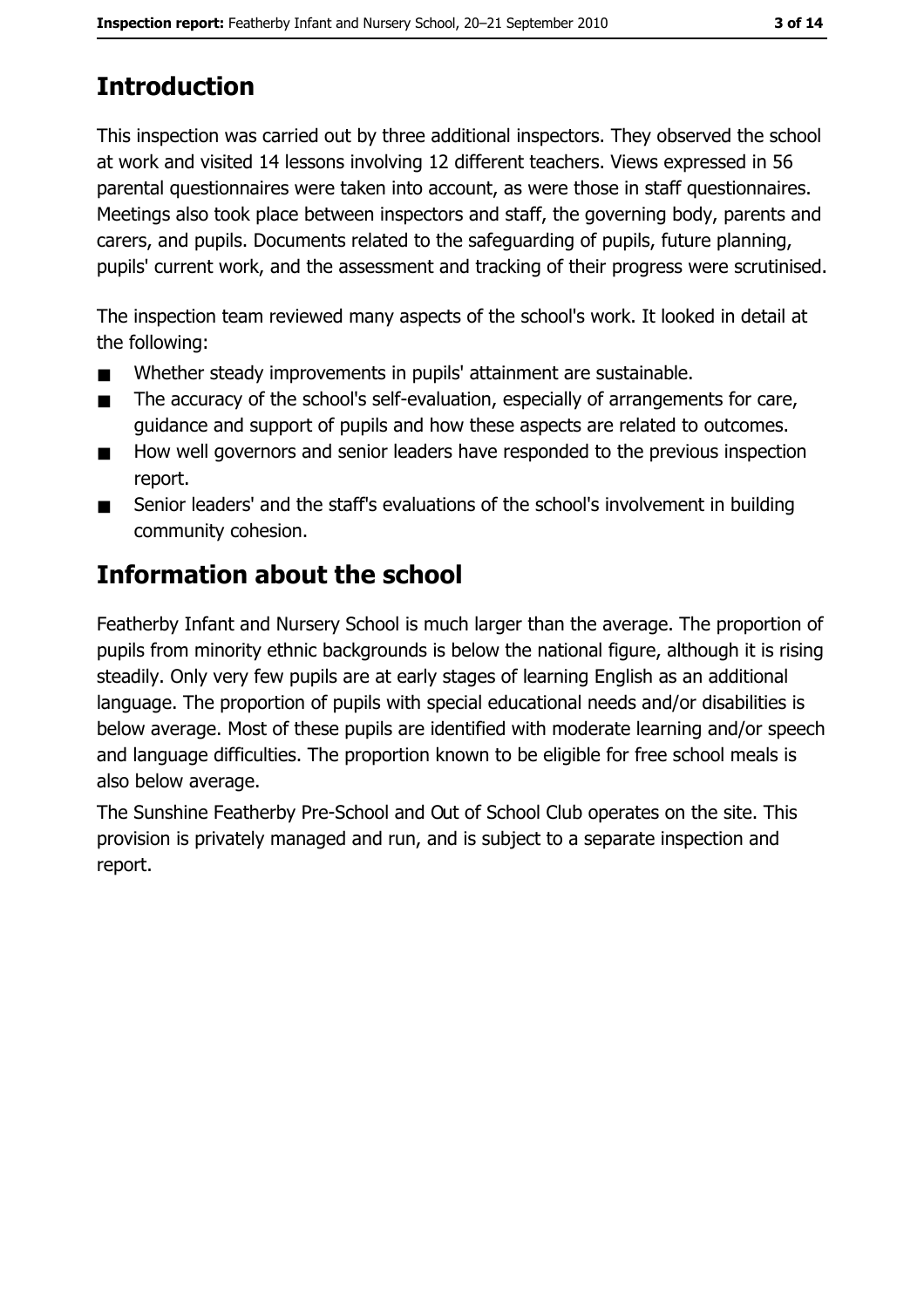# Introduction

This inspection was carried out by three additional inspectors. They observed the school at work and visited 14 lessons involving 12 different teachers. Views expressed in 56 parental questionnaires were taken into account, as were those in staff questionnaires. Meetings also took place between inspectors and staff, the governing body, parents and carers, and pupils. Documents related to the safeguarding of pupils, future planning, pupils' current work, and the assessment and tracking of their progress were scrutinised.

The inspection team reviewed many aspects of the school's work. It looked in detail at the following:

- Whether steady improvements in pupils' attainment are sustainable.
- The accuracy of the school's self-evaluation, especially of arrangements for care, guidance and support of pupils and how these aspects are related to outcomes.
- How well governors and senior leaders have responded to the previous inspection report.
- Senior leaders' and the staff's evaluations of the school's involvement in building community cohesion.

# Information about the school

Featherby Infant and Nursery School is much larger than the average. The proportion of pupils from minority ethnic backgrounds is below the national figure, although it is rising steadily. Only very few pupils are at early stages of learning English as an additional language. The proportion of pupils with special educational needs and/or disabilities is below average. Most of these pupils are identified with moderate learning and/or speech and language difficulties. The proportion known to be eligible for free school meals is also below average.

The Sunshine Featherby Pre-School and Out of School Club operates on the site. This provision is privately managed and run, and is subject to a separate inspection and report.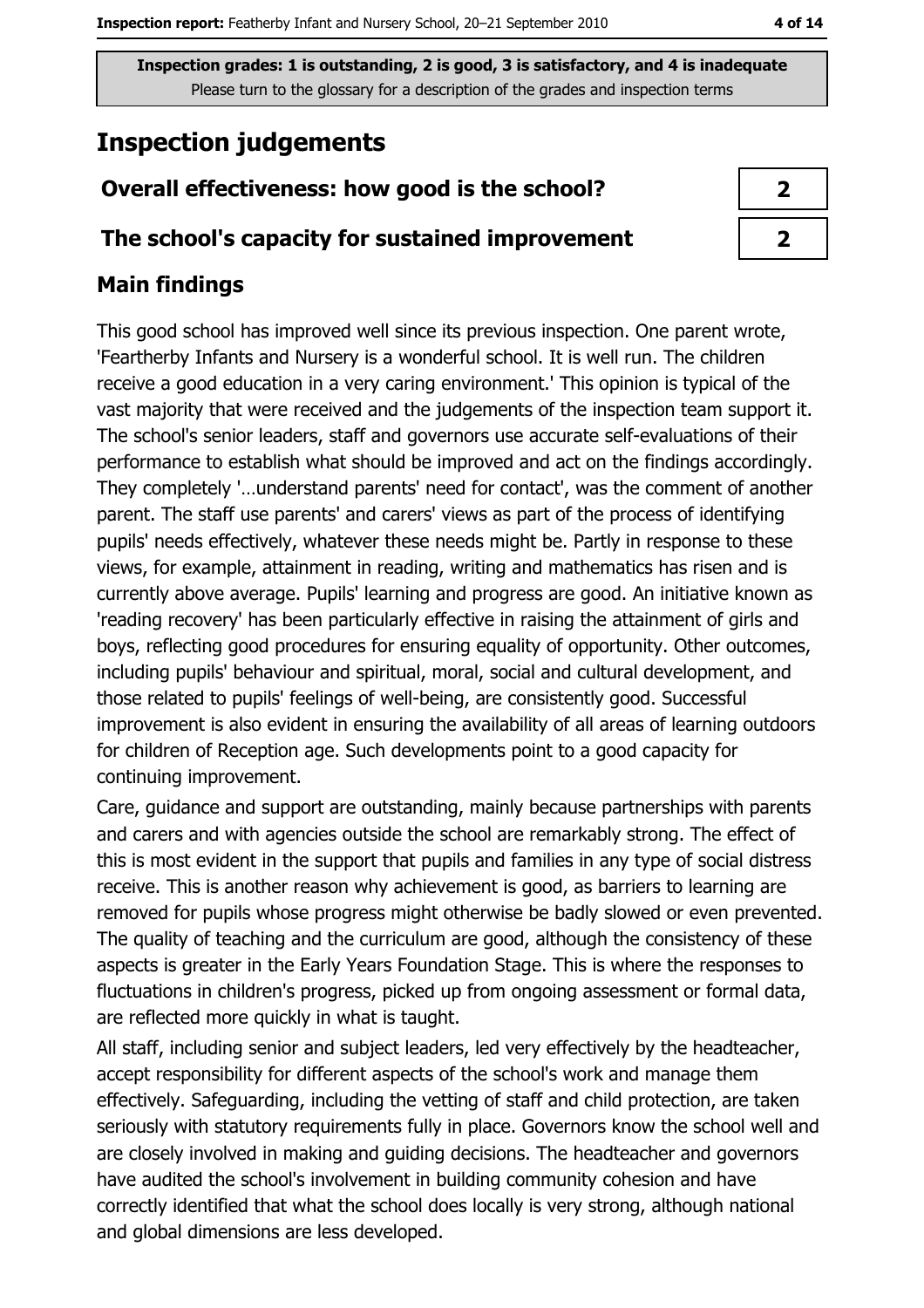Inspection grades: 1 is outstanding, 2 is good, 3 is satisfactory, and 4 is inadequate
Please turn to the glossary for a description of the grades and inspection terms

## Inspection judgements

| | |
|---|---|
| **Overall effectiveness: how good is the school?** | **2** |
| **The school's capacity for sustained improvement** | **2** |

### Main findings

This good school has improved well since its previous inspection. One parent wrote, 'Feartherby Infants and Nursery is a wonderful school. It is well run. The children receive a good education in a very caring environment.' This opinion is typical of the vast majority that were received and the judgements of the inspection team support it. The school's senior leaders, staff and governors use accurate self-evaluations of their performance to establish what should be improved and act on the findings accordingly. They completely '…understand parents' need for contact', was the comment of another parent. The staff use parents' and carers' views as part of the process of identifying pupils' needs effectively, whatever these needs might be. Partly in response to these views, for example, attainment in reading, writing and mathematics has risen and is currently above average. Pupils' learning and progress are good. An initiative known as 'reading recovery' has been particularly effective in raising the attainment of girls and boys, reflecting good procedures for ensuring equality of opportunity. Other outcomes, including pupils' behaviour and spiritual, moral, social and cultural development, and those related to pupils' feelings of well-being, are consistently good. Successful improvement is also evident in ensuring the availability of all areas of learning outdoors for children of Reception age. Such developments point to a good capacity for continuing improvement.

Care, guidance and support are outstanding, mainly because partnerships with parents and carers and with agencies outside the school are remarkably strong. The effect of this is most evident in the support that pupils and families in any type of social distress receive. This is another reason why achievement is good, as barriers to learning are removed for pupils whose progress might otherwise be badly slowed or even prevented. The quality of teaching and the curriculum are good, although the consistency of these aspects is greater in the Early Years Foundation Stage. This is where the responses to fluctuations in children's progress, picked up from ongoing assessment or formal data, are reflected more quickly in what is taught.

All staff, including senior and subject leaders, led very effectively by the headteacher, accept responsibility for different aspects of the school's work and manage them effectively. Safeguarding, including the vetting of staff and child protection, are taken seriously with statutory requirements fully in place. Governors know the school well and are closely involved in making and guiding decisions. The headteacher and governors have audited the school's involvement in building community cohesion and have correctly identified that what the school does locally is very strong, although national and global dimensions are less developed.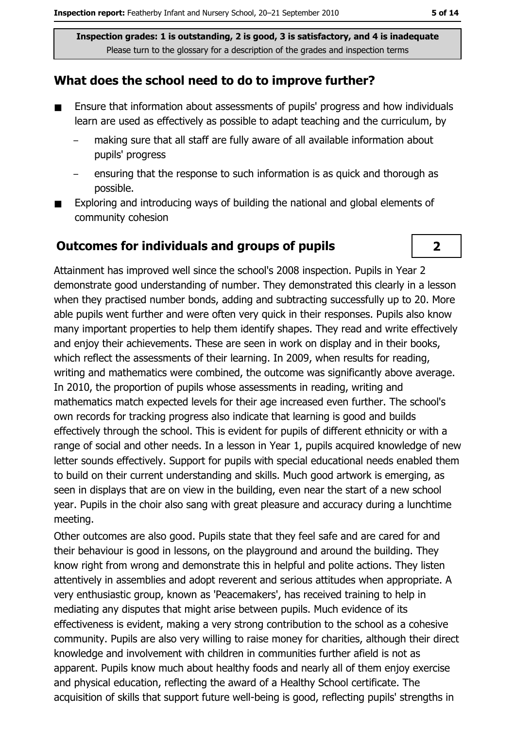Inspection grades: 1 is outstanding, 2 is good, 3 is satisfactory, and 4 is inadequate
Please turn to the glossary for a description of the grades and inspection terms

## What does the school need to do to improve further?

- Ensure that information about assessments of pupils' progress and how individuals learn are used as effectively as possible to adapt teaching and the curriculum, by
  - making sure that all staff are fully aware of all available information about pupils' progress
  - ensuring that the response to such information is as quick and thorough as possible.
- Exploring and introducing ways of building the national and global elements of community cohesion

## Outcomes for individuals and groups of pupils — 2

Attainment has improved well since the school's 2008 inspection. Pupils in Year 2 demonstrate good understanding of number. They demonstrated this clearly in a lesson when they practised number bonds, adding and subtracting successfully up to 20. More able pupils went further and were often very quick in their responses. Pupils also know many important properties to help them identify shapes. They read and write effectively and enjoy their achievements. These are seen in work on display and in their books, which reflect the assessments of their learning. In 2009, when results for reading, writing and mathematics were combined, the outcome was significantly above average. In 2010, the proportion of pupils whose assessments in reading, writing and mathematics match expected levels for their age increased even further. The school's own records for tracking progress also indicate that learning is good and builds effectively through the school. This is evident for pupils of different ethnicity or with a range of social and other needs. In a lesson in Year 1, pupils acquired knowledge of new letter sounds effectively. Support for pupils with special educational needs enabled them to build on their current understanding and skills. Much good artwork is emerging, as seen in displays that are on view in the building, even near the start of a new school year. Pupils in the choir also sang with great pleasure and accuracy during a lunchtime meeting.

Other outcomes are also good. Pupils state that they feel safe and are cared for and their behaviour is good in lessons, on the playground and around the building. They know right from wrong and demonstrate this in helpful and polite actions. They listen attentively in assemblies and adopt reverent and serious attitudes when appropriate. A very enthusiastic group, known as 'Peacemakers', has received training to help in mediating any disputes that might arise between pupils. Much evidence of its effectiveness is evident, making a very strong contribution to the school as a cohesive community. Pupils are also very willing to raise money for charities, although their direct knowledge and involvement with children in communities further afield is not as apparent. Pupils know much about healthy foods and nearly all of them enjoy exercise and physical education, reflecting the award of a Healthy School certificate. The acquisition of skills that support future well-being is good, reflecting pupils' strengths in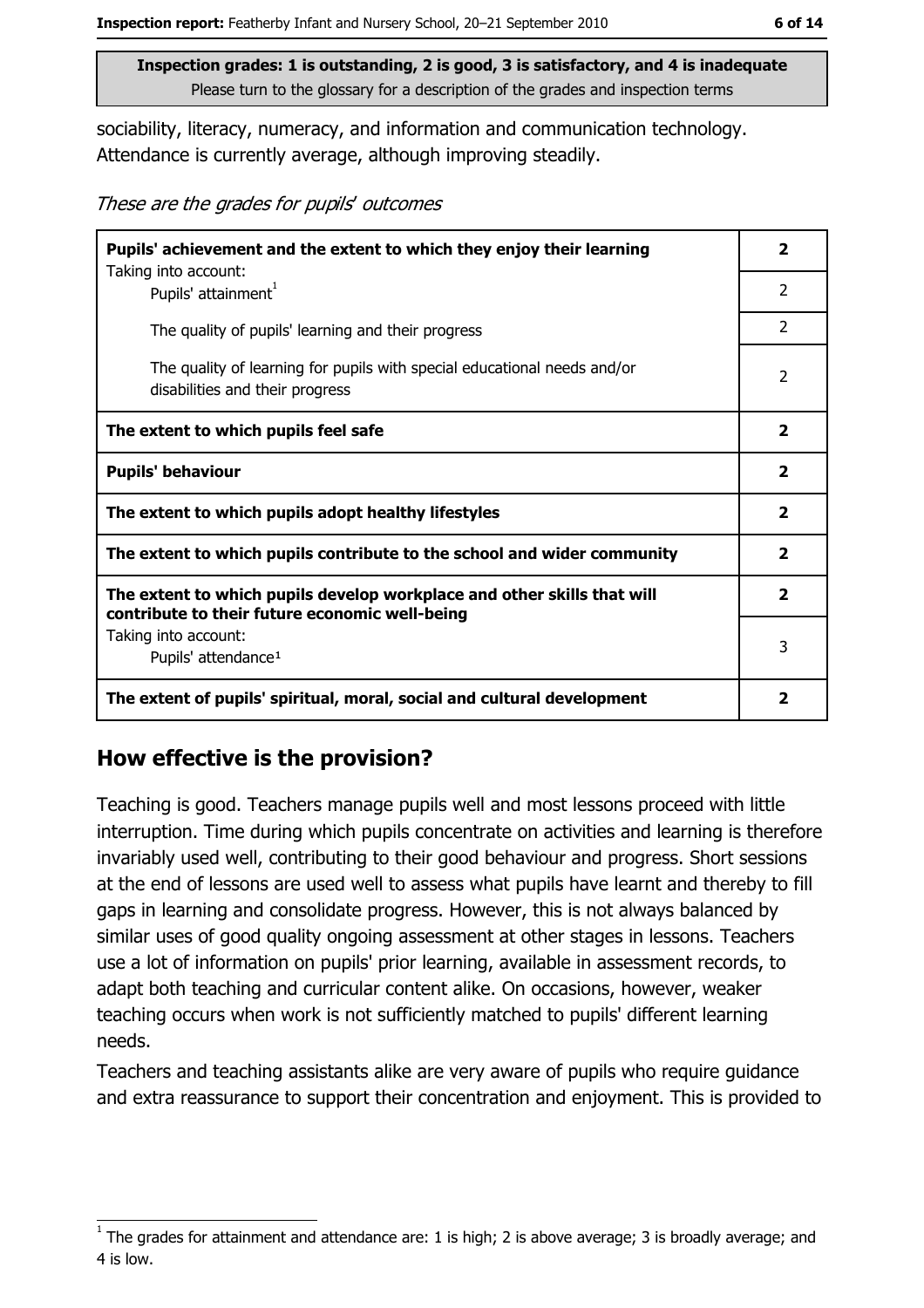**Inspection grades: 1 is outstanding, 2 is good, 3 is satisfactory, and 4 is inadequate**
Please turn to the glossary for a description of the grades and inspection terms

sociability, literacy, numeracy, and information and communication technology. Attendance is currently average, although improving steadily.

*These are the grades for pupils' outcomes*

| | |
|---|---|
| **Pupils' achievement and the extent to which they enjoy their learning** | **2** |
| Taking into account: Pupils' attainment[1] | 2 |
| The quality of pupils' learning and their progress | 2 |
| The quality of learning for pupils with special educational needs and/or disabilities and their progress | 2 |
| **The extent to which pupils feel safe** | **2** |
| **Pupils' behaviour** | **2** |
| **The extent to which pupils adopt healthy lifestyles** | **2** |
| **The extent to which pupils contribute to the school and wider community** | **2** |
| **The extent to which pupils develop workplace and other skills that will contribute to their future economic well-being** | **2** |
| Taking into account: Pupils' attendance[1] | 3 |
| **The extent of pupils' spiritual, moral, social and cultural development** | **2** |

## How effective is the provision?

Teaching is good. Teachers manage pupils well and most lessons proceed with little interruption. Time during which pupils concentrate on activities and learning is therefore invariably used well, contributing to their good behaviour and progress. Short sessions at the end of lessons are used well to assess what pupils have learnt and thereby to fill gaps in learning and consolidate progress. However, this is not always balanced by similar uses of good quality ongoing assessment at other stages in lessons. Teachers use a lot of information on pupils' prior learning, available in assessment records, to adapt both teaching and curricular content alike. On occasions, however, weaker teaching occurs when work is not sufficiently matched to pupils' different learning needs.

Teachers and teaching assistants alike are very aware of pupils who require guidance and extra reassurance to support their concentration and enjoyment. This is provided to

[1] The grades for attainment and attendance are: 1 is high; 2 is above average; 3 is broadly average; and 4 is low.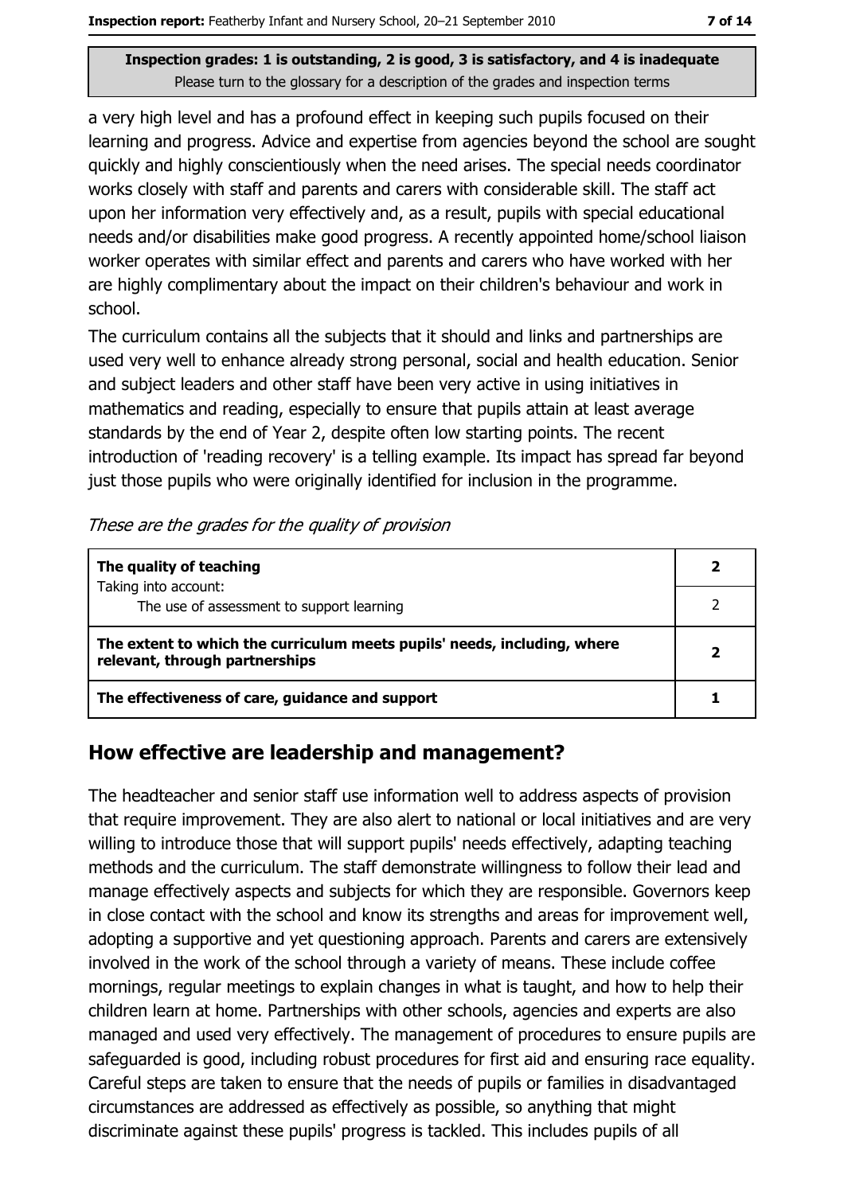a very high level and has a profound effect in keeping such pupils focused on their learning and progress. Advice and expertise from agencies beyond the school are sought quickly and highly conscientiously when the need arises. The special needs coordinator works closely with staff and parents and carers with considerable skill. The staff act upon her information very effectively and, as a result, pupils with special educational needs and/or disabilities make good progress. A recently appointed home/school liaison worker operates with similar effect and parents and carers who have worked with her are highly complimentary about the impact on their children's behaviour and work in school.

The curriculum contains all the subjects that it should and links and partnerships are used very well to enhance already strong personal, social and health education. Senior and subject leaders and other staff have been very active in using initiatives in mathematics and reading, especially to ensure that pupils attain at least average standards by the end of Year 2, despite often low starting points. The recent introduction of 'reading recovery' is a telling example. Its impact has spread far beyond just those pupils who were originally identified for inclusion in the programme.

*These are the grades for the quality of provision*

| | |
|---|---|
| **The quality of teaching** | **2** |
| Taking into account: The use of assessment to support learning | 2 |
| **The extent to which the curriculum meets pupils' needs, including, where relevant, through partnerships** | **2** |
| **The effectiveness of care, guidance and support** | **1** |

## How effective are leadership and management?

The headteacher and senior staff use information well to address aspects of provision that require improvement. They are also alert to national or local initiatives and are very willing to introduce those that will support pupils' needs effectively, adapting teaching methods and the curriculum. The staff demonstrate willingness to follow their lead and manage effectively aspects and subjects for which they are responsible. Governors keep in close contact with the school and know its strengths and areas for improvement well, adopting a supportive and yet questioning approach. Parents and carers are extensively involved in the work of the school through a variety of means. These include coffee mornings, regular meetings to explain changes in what is taught, and how to help their children learn at home. Partnerships with other schools, agencies and experts are also managed and used very effectively. The management of procedures to ensure pupils are safeguarded is good, including robust procedures for first aid and ensuring race equality. Careful steps are taken to ensure that the needs of pupils or families in disadvantaged circumstances are addressed as effectively as possible, so anything that might discriminate against these pupils' progress is tackled. This includes pupils of all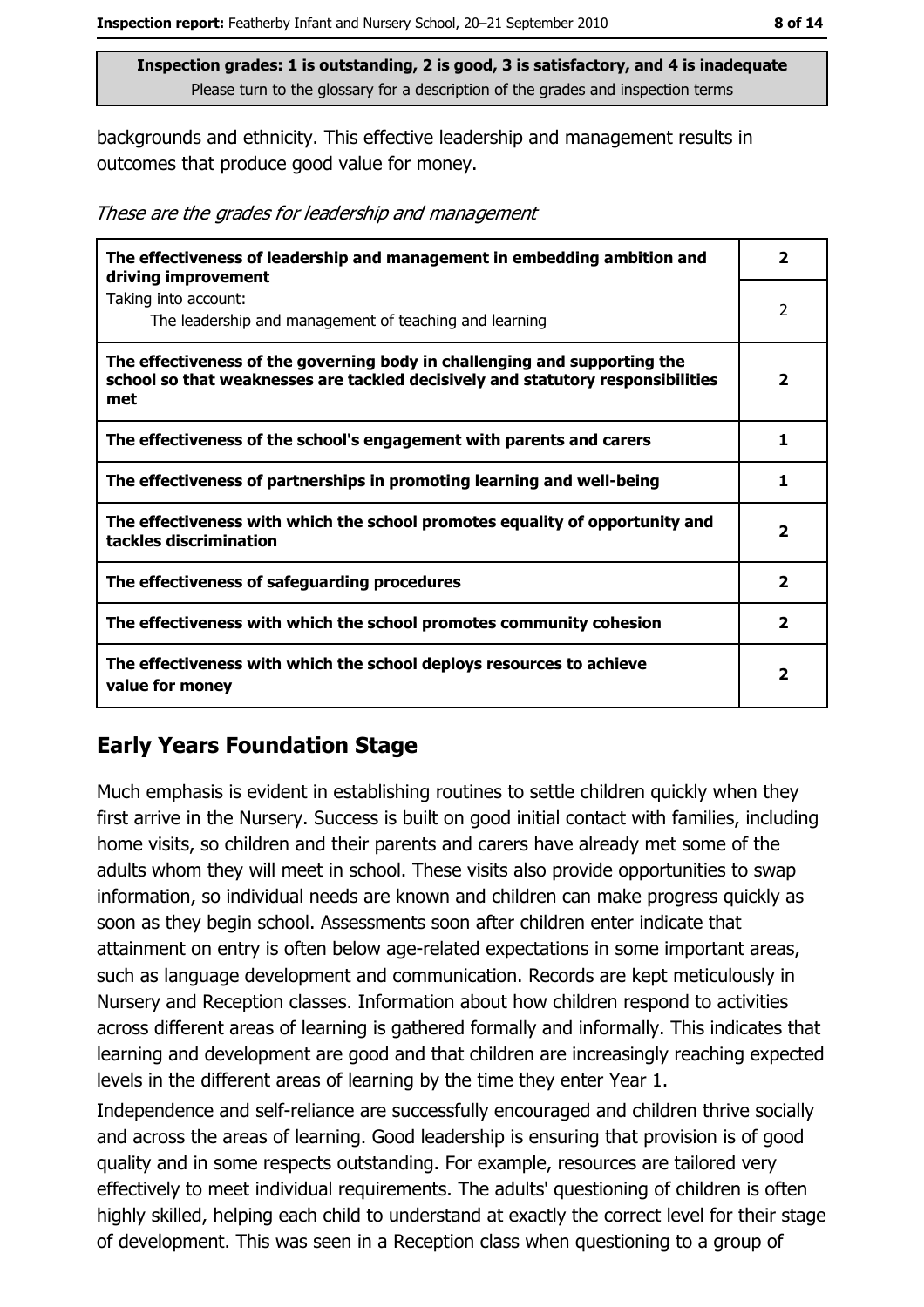Inspection grades: 1 is outstanding, 2 is good, 3 is satisfactory, and 4 is inadequate
Please turn to the glossary for a description of the grades and inspection terms

backgrounds and ethnicity. This effective leadership and management results in outcomes that produce good value for money.

*These are the grades for leadership and management*

| | |
|---|---|
| **The effectiveness of leadership and management in embedding ambition and driving improvement** | **2** |
| Taking into account: The leadership and management of teaching and learning | 2 |
| **The effectiveness of the governing body in challenging and supporting the school so that weaknesses are tackled decisively and statutory responsibilities met** | **2** |
| **The effectiveness of the school's engagement with parents and carers** | **1** |
| **The effectiveness of partnerships in promoting learning and well-being** | **1** |
| **The effectiveness with which the school promotes equality of opportunity and tackles discrimination** | **2** |
| **The effectiveness of safeguarding procedures** | **2** |
| **The effectiveness with which the school promotes community cohesion** | **2** |
| **The effectiveness with which the school deploys resources to achieve value for money** | **2** |

## Early Years Foundation Stage

Much emphasis is evident in establishing routines to settle children quickly when they first arrive in the Nursery. Success is built on good initial contact with families, including home visits, so children and their parents and carers have already met some of the adults whom they will meet in school. These visits also provide opportunities to swap information, so individual needs are known and children can make progress quickly as soon as they begin school. Assessments soon after children enter indicate that attainment on entry is often below age-related expectations in some important areas, such as language development and communication. Records are kept meticulously in Nursery and Reception classes. Information about how children respond to activities across different areas of learning is gathered formally and informally. This indicates that learning and development are good and that children are increasingly reaching expected levels in the different areas of learning by the time they enter Year 1.

Independence and self-reliance are successfully encouraged and children thrive socially and across the areas of learning. Good leadership is ensuring that provision is of good quality and in some respects outstanding. For example, resources are tailored very effectively to meet individual requirements. The adults' questioning of children is often highly skilled, helping each child to understand at exactly the correct level for their stage of development. This was seen in a Reception class when questioning to a group of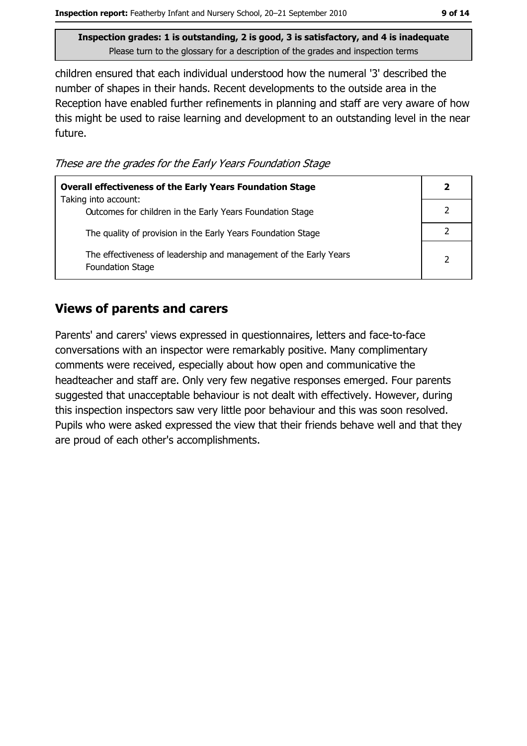children ensured that each individual understood how the numeral '3' described the number of shapes in their hands. Recent developments to the outside area in the Reception have enabled further refinements in planning and staff are very aware of how this might be used to raise learning and development to an outstanding level in the near future.

*These are the grades for the Early Years Foundation Stage*

| | |
|---|---|
| **Overall effectiveness of the Early Years Foundation Stage**<br>Taking into account:<br>Outcomes for children in the Early Years Foundation Stage | **2**<br>2 |
| The quality of provision in the Early Years Foundation Stage | 2 |
| The effectiveness of leadership and management of the Early Years Foundation Stage | 2 |

## Views of parents and carers

Parents' and carers' views expressed in questionnaires, letters and face-to-face conversations with an inspector were remarkably positive. Many complimentary comments were received, especially about how open and communicative the headteacher and staff are. Only very few negative responses emerged. Four parents suggested that unacceptable behaviour is not dealt with effectively. However, during this inspection inspectors saw very little poor behaviour and this was soon resolved. Pupils who were asked expressed the view that their friends behave well and that they are proud of each other's accomplishments.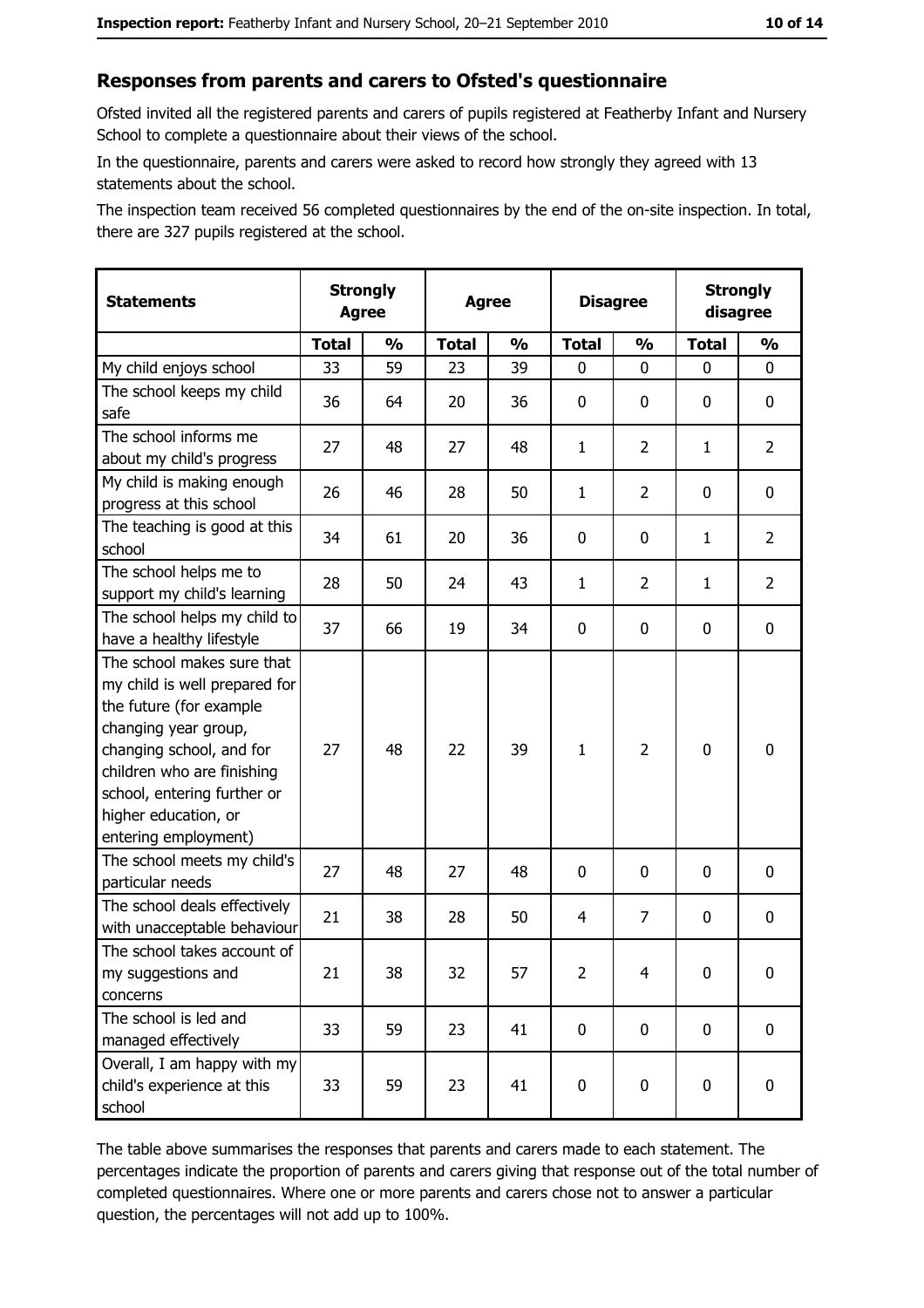## Responses from parents and carers to Ofsted's questionnaire

Ofsted invited all the registered parents and carers of pupils registered at Featherby Infant and Nursery School to complete a questionnaire about their views of the school.

In the questionnaire, parents and carers were asked to record how strongly they agreed with 13 statements about the school.

The inspection team received 56 completed questionnaires by the end of the on-site inspection. In total, there are 327 pupils registered at the school.

| Statements | Strongly Agree | | Agree | | Disagree | | Strongly disagree | |
|---|---|---|---|---|---|---|---|---|
| | Total | % | Total | % | Total | % | Total | % |
| My child enjoys school | 33 | 59 | 23 | 39 | 0 | 0 | 0 | 0 |
| The school keeps my child safe | 36 | 64 | 20 | 36 | 0 | 0 | 0 | 0 |
| The school informs me about my child's progress | 27 | 48 | 27 | 48 | 1 | 2 | 1 | 2 |
| My child is making enough progress at this school | 26 | 46 | 28 | 50 | 1 | 2 | 0 | 0 |
| The teaching is good at this school | 34 | 61 | 20 | 36 | 0 | 0 | 1 | 2 |
| The school helps me to support my child's learning | 28 | 50 | 24 | 43 | 1 | 2 | 1 | 2 |
| The school helps my child to have a healthy lifestyle | 37 | 66 | 19 | 34 | 0 | 0 | 0 | 0 |
| The school makes sure that my child is well prepared for the future (for example changing year group, changing school, and for children who are finishing school, entering further or higher education, or entering employment) | 27 | 48 | 22 | 39 | 1 | 2 | 0 | 0 |
| The school meets my child's particular needs | 27 | 48 | 27 | 48 | 0 | 0 | 0 | 0 |
| The school deals effectively with unacceptable behaviour | 21 | 38 | 28 | 50 | 4 | 7 | 0 | 0 |
| The school takes account of my suggestions and concerns | 21 | 38 | 32 | 57 | 2 | 4 | 0 | 0 |
| The school is led and managed effectively | 33 | 59 | 23 | 41 | 0 | 0 | 0 | 0 |
| Overall, I am happy with my child's experience at this school | 33 | 59 | 23 | 41 | 0 | 0 | 0 | 0 |

The table above summarises the responses that parents and carers made to each statement. The percentages indicate the proportion of parents and carers giving that response out of the total number of completed questionnaires. Where one or more parents and carers chose not to answer a particular question, the percentages will not add up to 100%.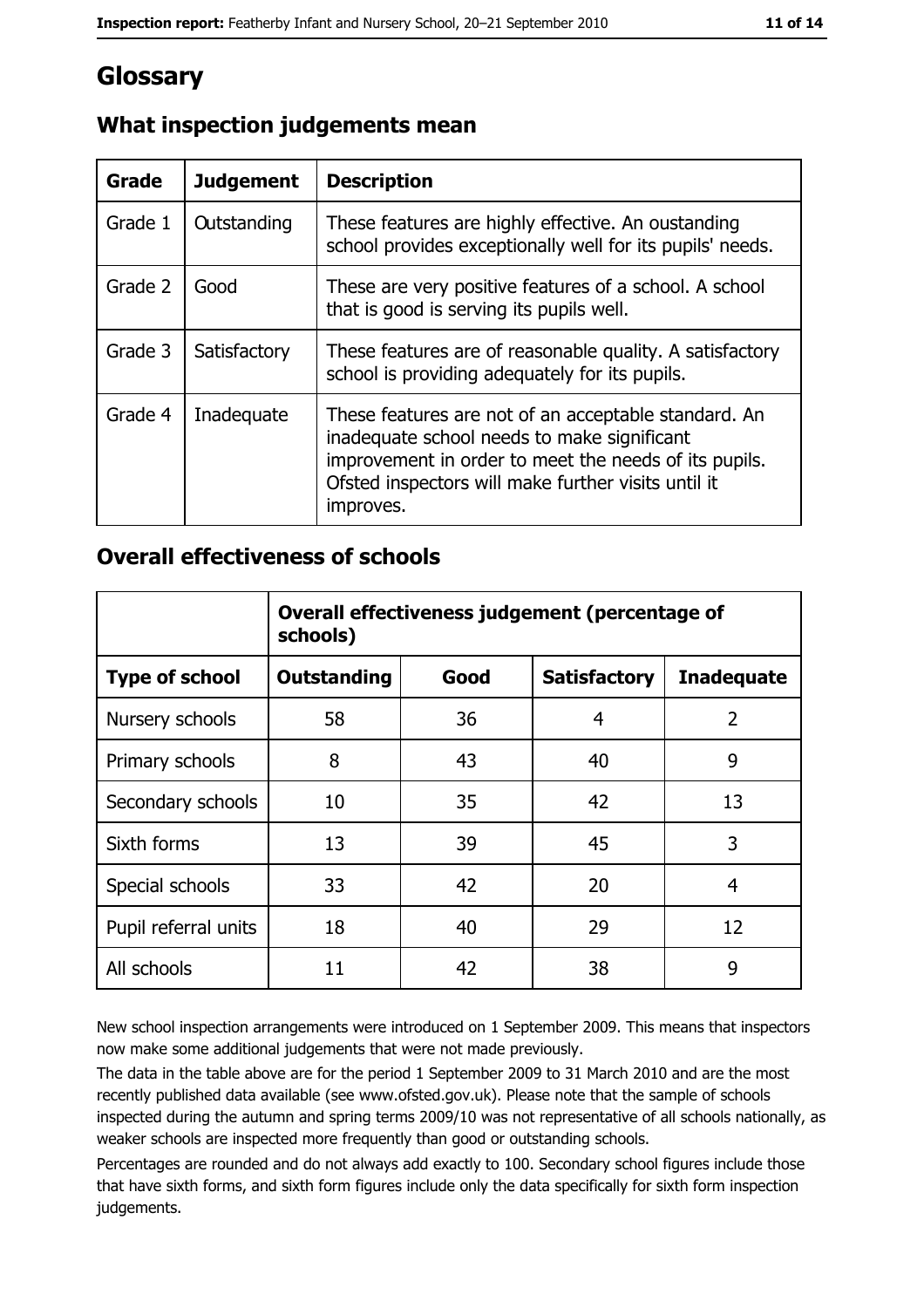# Glossary

## What inspection judgements mean

| Grade | Judgement | Description |
| --- | --- | --- |
| Grade 1 | Outstanding | These features are highly effective. An oustanding school provides exceptionally well for its pupils' needs. |
| Grade 2 | Good | These are very positive features of a school. A school that is good is serving its pupils well. |
| Grade 3 | Satisfactory | These features are of reasonable quality. A satisfactory school is providing adequately for its pupils. |
| Grade 4 | Inadequate | These features are not of an acceptable standard. An inadequate school needs to make significant improvement in order to meet the needs of its pupils. Ofsted inspectors will make further visits until it improves. |

## Overall effectiveness of schools

| | Overall effectiveness judgement (percentage of schools) | | | |
| --- | --- | --- | --- | --- |
| **Type of school** | **Outstanding** | **Good** | **Satisfactory** | **Inadequate** |
| Nursery schools | 58 | 36 | 4 | 2 |
| Primary schools | 8 | 43 | 40 | 9 |
| Secondary schools | 10 | 35 | 42 | 13 |
| Sixth forms | 13 | 39 | 45 | 3 |
| Special schools | 33 | 42 | 20 | 4 |
| Pupil referral units | 18 | 40 | 29 | 12 |
| All schools | 11 | 42 | 38 | 9 |

New school inspection arrangements were introduced on 1 September 2009. This means that inspectors now make some additional judgements that were not made previously.

The data in the table above are for the period 1 September 2009 to 31 March 2010 and are the most recently published data available (see www.ofsted.gov.uk). Please note that the sample of schools inspected during the autumn and spring terms 2009/10 was not representative of all schools nationally, as weaker schools are inspected more frequently than good or outstanding schools.

Percentages are rounded and do not always add exactly to 100. Secondary school figures include those that have sixth forms, and sixth form figures include only the data specifically for sixth form inspection judgements.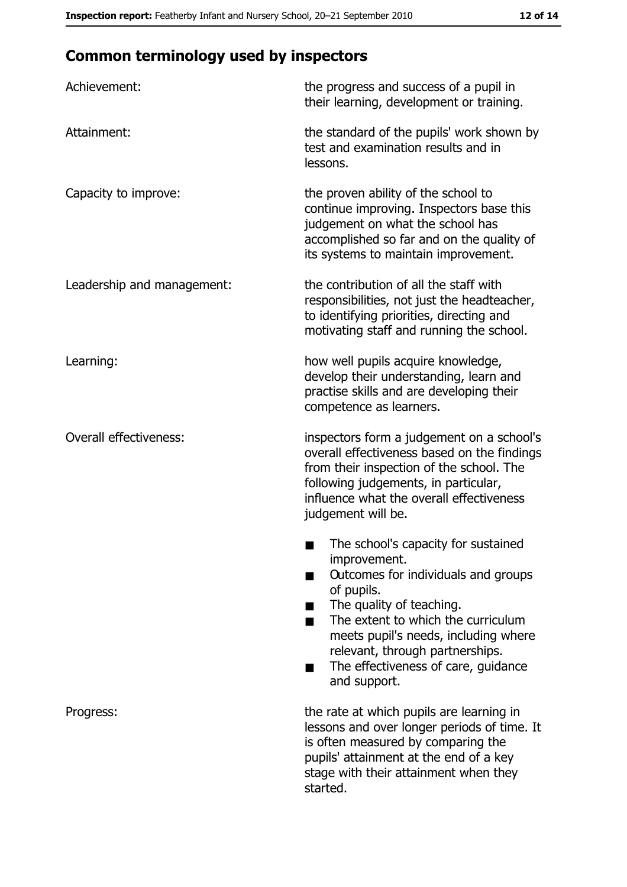## Common terminology used by inspectors

| | |
|---|---|
| Achievement: | the progress and success of a pupil in their learning, development or training. |
| Attainment: | the standard of the pupils' work shown by test and examination results and in lessons. |
| Capacity to improve: | the proven ability of the school to continue improving. Inspectors base this judgement on what the school has accomplished so far and on the quality of its systems to maintain improvement. |
| Leadership and management: | the contribution of all the staff with responsibilities, not just the headteacher, to identifying priorities, directing and motivating staff and running the school. |
| Learning: | how well pupils acquire knowledge, develop their understanding, learn and practise skills and are developing their competence as learners. |
| Overall effectiveness: | inspectors form a judgement on a school's overall effectiveness based on the findings from their inspection of the school. The following judgements, in particular, influence what the overall effectiveness judgement will be.<br>■ The school's capacity for sustained improvement.<br>■ Outcomes for individuals and groups of pupils.<br>■ The quality of teaching.<br>■ The extent to which the curriculum meets pupil's needs, including where relevant, through partnerships.<br>■ The effectiveness of care, guidance and support. |
| Progress: | the rate at which pupils are learning in lessons and over longer periods of time. It is often measured by comparing the pupils' attainment at the end of a key stage with their attainment when they started. |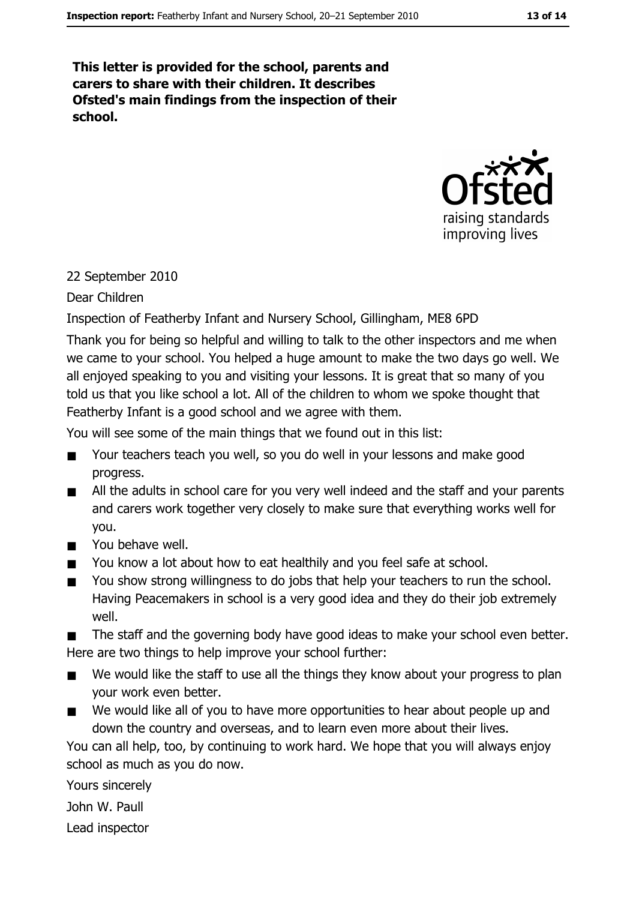**This letter is provided for the school, parents and carers to share with their children. It describes Ofsted's main findings from the inspection of their school.**

22 September 2010

Dear Children

Inspection of Featherby Infant and Nursery School, Gillingham, ME8 6PD

Thank you for being so helpful and willing to talk to the other inspectors and me when we came to your school. You helped a huge amount to make the two days go well. We all enjoyed speaking to you and visiting your lessons. It is great that so many of you told us that you like school a lot. All of the children to whom we spoke thought that Featherby Infant is a good school and we agree with them.

You will see some of the main things that we found out in this list:

- Your teachers teach you well, so you do well in your lessons and make good progress.
- All the adults in school care for you very well indeed and the staff and your parents and carers work together very closely to make sure that everything works well for you.
- You behave well.
- You know a lot about how to eat healthily and you feel safe at school.
- You show strong willingness to do jobs that help your teachers to run the school. Having Peacemakers in school is a very good idea and they do their job extremely well.
- The staff and the governing body have good ideas to make your school even better.

Here are two things to help improve your school further:

- We would like the staff to use all the things they know about your progress to plan your work even better.
- We would like all of you to have more opportunities to hear about people up and down the country and overseas, and to learn even more about their lives.

You can all help, too, by continuing to work hard. We hope that you will always enjoy school as much as you do now.

Yours sincerely

John W. Paull

Lead inspector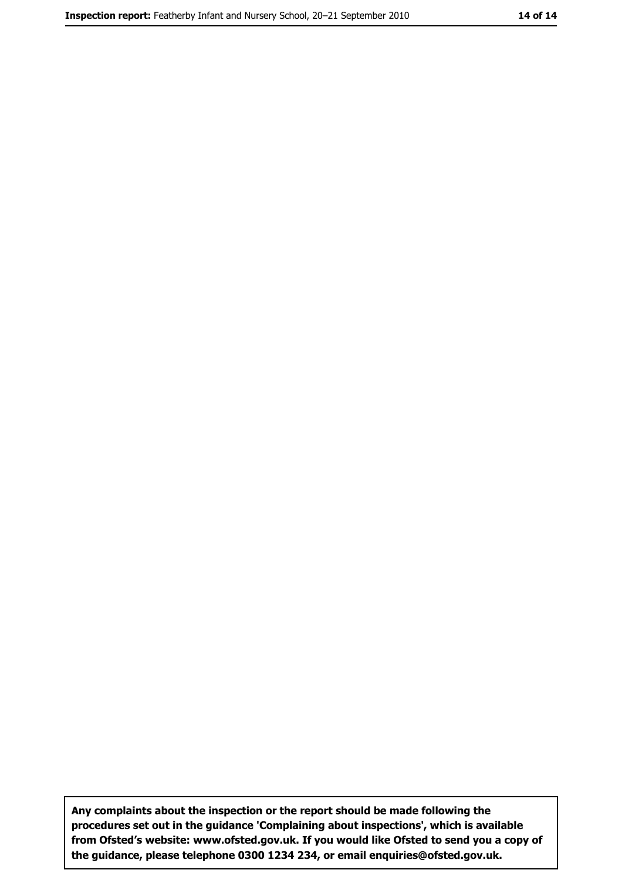**Any complaints about the inspection or the report should be made following the procedures set out in the guidance 'Complaining about inspections', which is available from Ofsted's website: www.ofsted.gov.uk. If you would like Ofsted to send you a copy of the guidance, please telephone 0300 1234 234, or email enquiries@ofsted.gov.uk.**